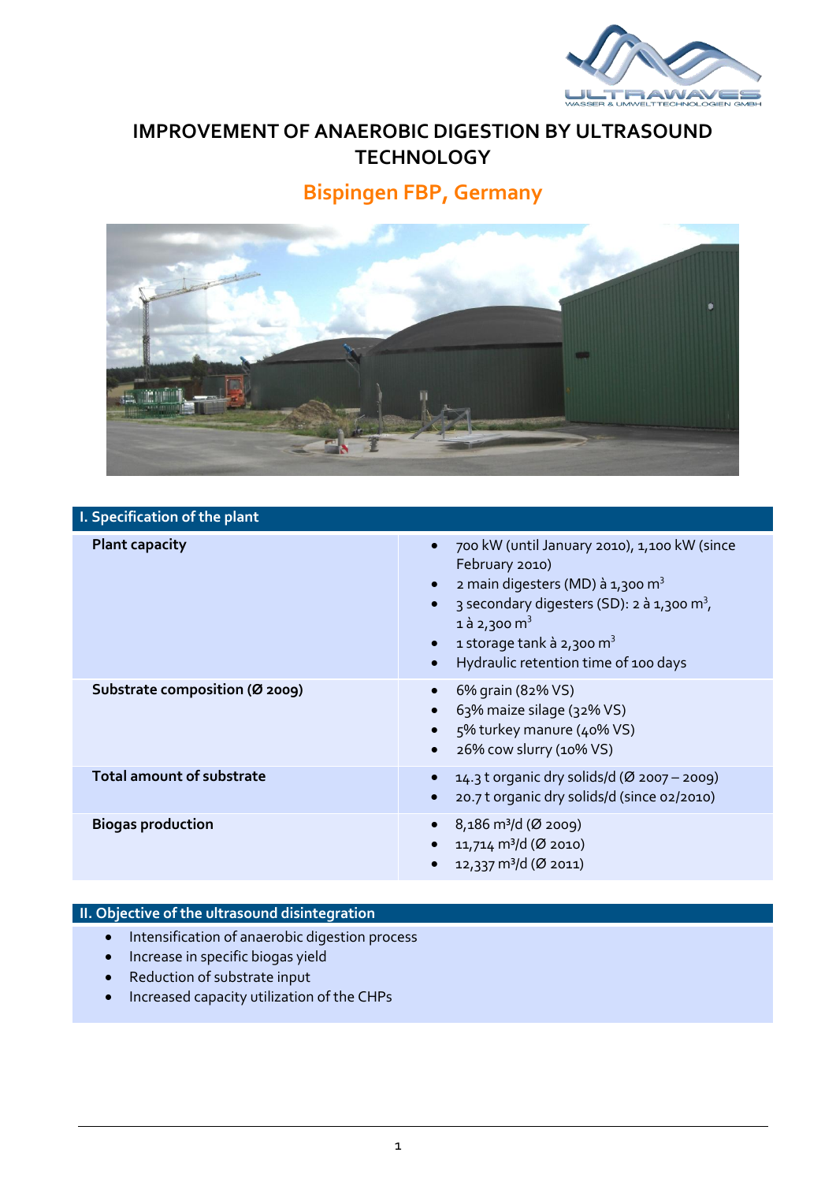# IMPROVEMENT OF ANAEROBIC DIGESTION BY ULTRASOUND TECHNOLOGY

## Bispingen FBP, Germany

| I. Specification of the plant | |
| --- | --- |
| **Plant capacity** | • 700 kW (until January 2010), 1,100 kW (since February 2010)<br>• 2 main digesters (MD) à 1,300 $m^3$<br>• 3 secondary digesters (SD): 2 à 1,300 $m^3$, 1 à 2,300 $m^3$<br>• 1 storage tank à 2,300 $m^3$<br>• Hydraulic retention time of 100 days |
| **Substrate composition (Ø 2009)** | • 6% grain (82% VS)<br>• 63% maize silage (32% VS)<br>• 5% turkey manure (40% VS)<br>• 26% cow slurry (10% VS) |
| **Total amount of substrate** | • 14.3 t organic dry solids/d (Ø 2007 – 2009)<br>• 20.7 t organic dry solids/d (since 02/2010) |
| **Biogas production** | • 8,186 $m^3$/d (Ø 2009)<br>• 11,714 $m^3$/d (Ø 2010)<br>• 12,337 $m^3$/d (Ø 2011) |

### II. Objective of the ultrasound disintegration

- Intensification of anaerobic digestion process
- Increase in specific biogas yield
- Reduction of substrate input
- Increased capacity utilization of the CHPs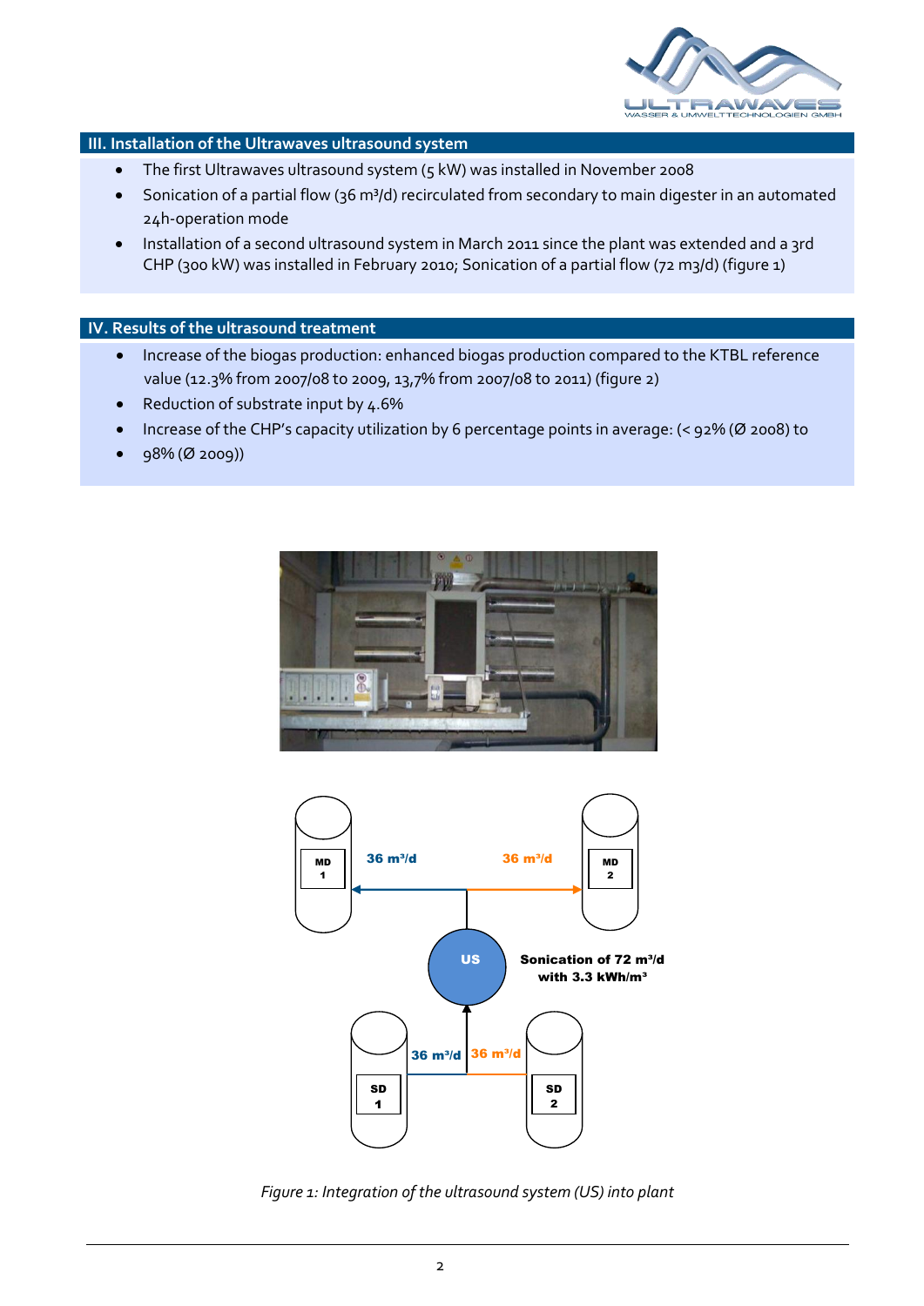## III. Installation of the Ultrawaves ultrasound system

- The first Ultrawaves ultrasound system (5 kW) was installed in November 2008
- Sonication of a partial flow (36 m³/d) recirculated from secondary to main digester in an automated 24h-operation mode
- Installation of a second ultrasound system in March 2011 since the plant was extended and a 3rd CHP (300 kW) was installed in February 2010; Sonication of a partial flow (72 m3/d) (figure 1)

## IV. Results of the ultrasound treatment

- Increase of the biogas production: enhanced biogas production compared to the KTBL reference value (12.3% from 2007/08 to 2009, 13,7% from 2007/08 to 2011) (figure 2)
- Reduction of substrate input by 4.6%
- Increase of the CHP's capacity utilization by 6 percentage points in average: (< 92% (Ø 2008) to
- 98% (Ø 2009))

*Figure 1: Integration of the ultrasound system (US) into plant*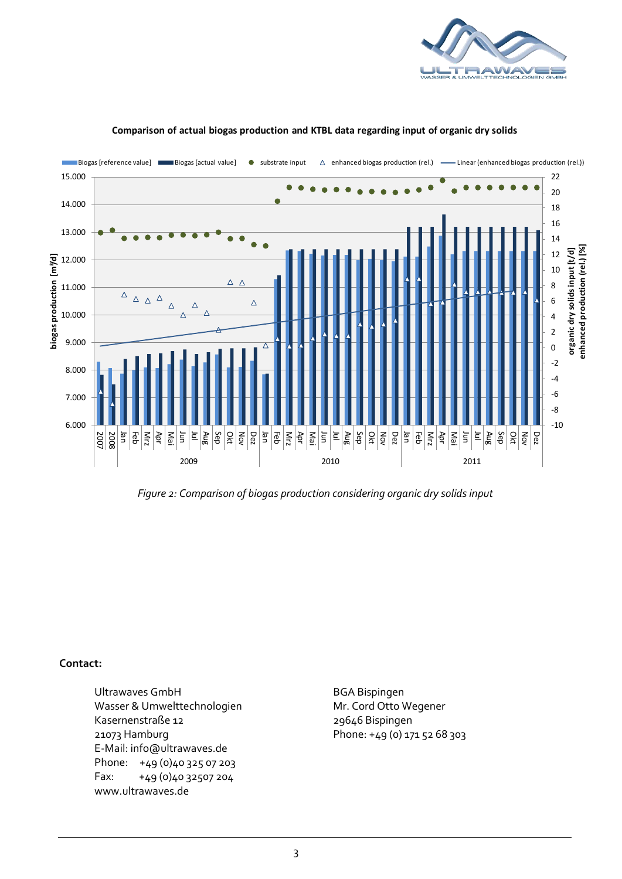**Comparison of actual biogas production and KTBL data regarding input of organic dry solids**

Biogas [reference value] | Biogas [actual value] | substrate input | enhanced biogas production (rel.) | Linear (enhanced biogas production (rel.))

biogas production [m³/d]

15.000
14.000
13.000
12.000
11.000
10.000
9.000
8.000
7.000
6.000

organic dry solids input [t/d]
enhanced production (rel.) [%]

22
20
18
16
14
12
10
8
6
4
2
0
-2
-4
-6
-8
-10

2007 2008 Jan Feb Mrz Apr Mai Jun Jul Aug Sep Okt Nov Dez Jan Feb Mrz Apr Mai Jun Jul Aug Sep Okt Nov Dez Jan Feb Mrz Apr Mai Jun Jul Aug Sep Okt Nov Dez

2009 2010 2011

*Figure 2: Comparison of biogas production considering organic dry solids input*

**Contact:**

Ultrawaves GmbH
Wasser & Umwelttechnologien
Kasernenstraße 12
21073 Hamburg
E-Mail: info@ultrawaves.de
Phone: +49 (0)40 325 07 203
Fax: +49 (0)40 32507 204
www.ultrawaves.de

BGA Bispingen
Mr. Cord Otto Wegener
29646 Bispingen
Phone: +49 (0) 171 52 68 303